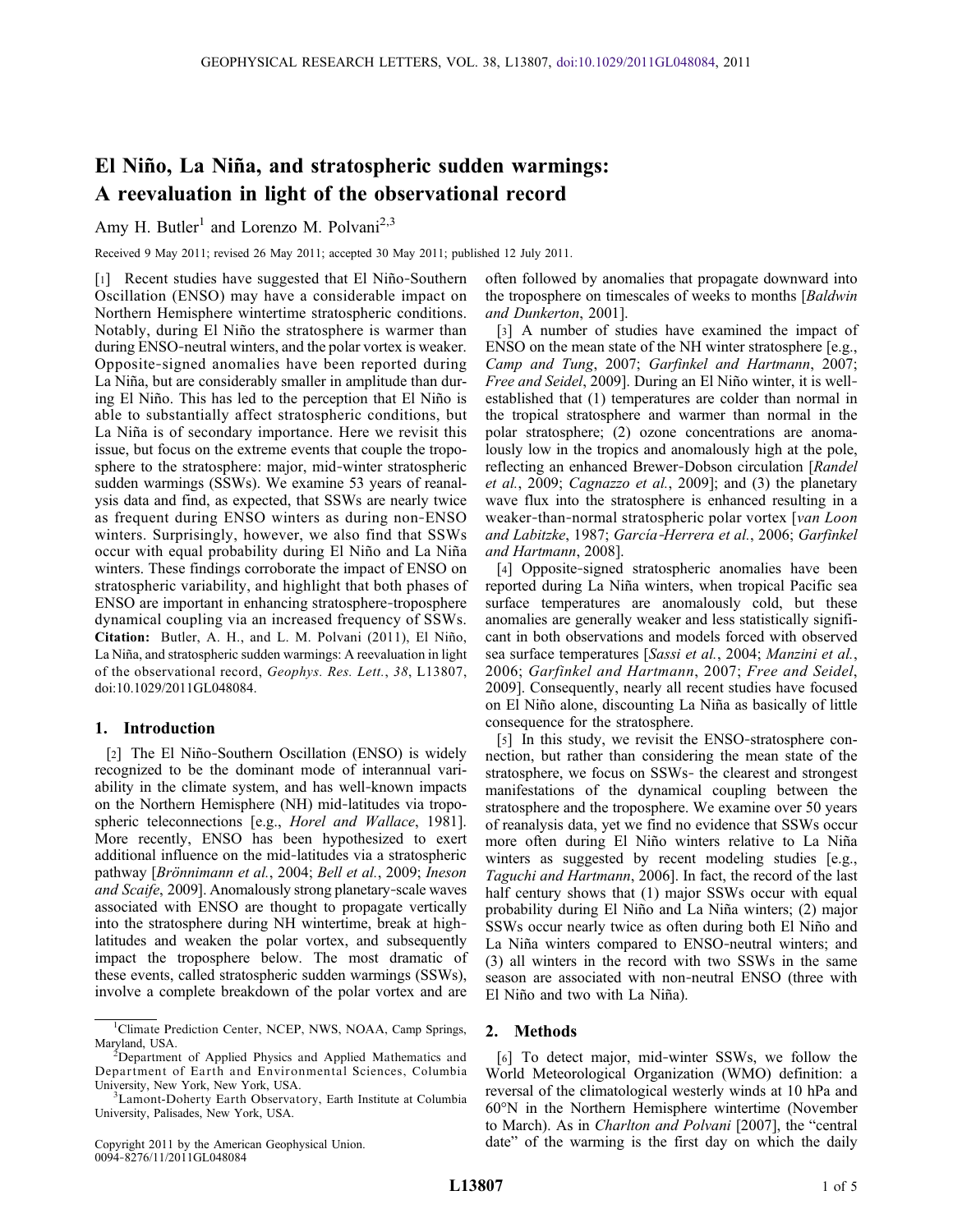# El Niño, La Niña, and stratospheric sudden warmings: A reevaluation in light of the observational record

Amy H. Butler[1] and Lorenzo M. Polvani[2,3]

Received 9 May 2011; revised 26 May 2011; accepted 30 May 2011; published 12 July 2011.

[1] Recent studies have suggested that El Niño-Southern Oscillation (ENSO) may have a considerable impact on Northern Hemisphere wintertime stratospheric conditions. Notably, during El Niño the stratosphere is warmer than during ENSO-neutral winters, and the polar vortex is weaker. Opposite-signed anomalies have been reported during La Niña, but are considerably smaller in amplitude than during El Niño. This has led to the perception that El Niño is able to substantially affect stratospheric conditions, but La Niña is of secondary importance. Here we revisit this issue, but focus on the extreme events that couple the troposphere to the stratosphere: major, mid-winter stratospheric sudden warmings (SSWs). We examine 53 years of reanalysis data and find, as expected, that SSWs are nearly twice as frequent during ENSO winters as during non-ENSO winters. Surprisingly, however, we also find that SSWs occur with equal probability during El Niño and La Niña winters. These findings corroborate the impact of ENSO on stratospheric variability, and highlight that both phases of ENSO are important in enhancing stratosphere-troposphere dynamical coupling via an increased frequency of SSWs. **Citation:** Butler, A. H., and L. M. Polvani (2011), El Niño, La Niña, and stratospheric sudden warmings: A reevaluation in light of the observational record, *Geophys. Res. Lett.*, *38*, L13807, doi:10.1029/2011GL048084.

## 1. Introduction

[2] The El Niño-Southern Oscillation (ENSO) is widely recognized to be the dominant mode of interannual variability in the climate system, and has well-known impacts on the Northern Hemisphere (NH) mid-latitudes via tropospheric teleconnections [e.g., *Horel and Wallace*, 1981]. More recently, ENSO has been hypothesized to exert additional influence on the mid-latitudes via a stratospheric pathway [*Brönnimann et al.*, 2004; *Bell et al.*, 2009; *Ineson and Scaife*, 2009]. Anomalously strong planetary-scale waves associated with ENSO are thought to propagate vertically into the stratosphere during NH wintertime, break at high-latitudes and weaken the polar vortex, and subsequently impact the troposphere below. The most dramatic of these events, called stratospheric sudden warmings (SSWs), involve a complete breakdown of the polar vortex and are often followed by anomalies that propagate downward into the troposphere on timescales of weeks to months [*Baldwin and Dunkerton*, 2001].

[3] A number of studies have examined the impact of ENSO on the mean state of the NH winter stratosphere [e.g., *Camp and Tung*, 2007; *Garfinkel and Hartmann*, 2007; *Free and Seidel*, 2009]. During an El Niño winter, it is well-established that (1) temperatures are colder than normal in the tropical stratosphere and warmer than normal in the polar stratosphere; (2) ozone concentrations are anomalously low in the tropics and anomalously high at the pole, reflecting an enhanced Brewer-Dobson circulation [*Randel et al.*, 2009; *Cagnazzo et al.*, 2009]; and (3) the planetary wave flux into the stratosphere is enhanced resulting in a weaker-than-normal stratospheric polar vortex [*van Loon and Labitzke*, 1987; *García-Herrera et al.*, 2006; *Garfinkel and Hartmann*, 2008].

[4] Opposite-signed stratospheric anomalies have been reported during La Niña winters, when tropical Pacific sea surface temperatures are anomalously cold, but these anomalies are generally weaker and less statistically significant in both observations and models forced with observed sea surface temperatures [*Sassi et al.*, 2004; *Manzini et al.*, 2006; *Garfinkel and Hartmann*, 2007; *Free and Seidel*, 2009]. Consequently, nearly all recent studies have focused on El Niño alone, discounting La Niña as basically of little consequence for the stratosphere.

[5] In this study, we revisit the ENSO-stratosphere connection, but rather than considering the mean state of the stratosphere, we focus on SSWs- the clearest and strongest manifestations of the dynamical coupling between the stratosphere and the troposphere. We examine over 50 years of reanalysis data, yet we find no evidence that SSWs occur more often during El Niño winters relative to La Niña winters as suggested by recent modeling studies [e.g., *Taguchi and Hartmann*, 2006]. In fact, the record of the last half century shows that (1) major SSWs occur with equal probability during El Niño and La Niña winters; (2) major SSWs occur nearly twice as often during both El Niño and La Niña winters compared to ENSO-neutral winters; and (3) all winters in the record with two SSWs in the same season are associated with non-neutral ENSO (three with El Niño and two with La Niña).

## 2. Methods

[6] To detect major, mid-winter SSWs, we follow the World Meteorological Organization (WMO) definition: a reversal of the climatological westerly winds at 10 hPa and 60°N in the Northern Hemisphere wintertime (November to March). As in *Charlton and Polvani* [2007], the "central date" of the warming is the first day on which the daily

[1]Climate Prediction Center, NCEP, NWS, NOAA, Camp Springs, Maryland, USA.

[2]Department of Applied Physics and Applied Mathematics and Department of Earth and Environmental Sciences, Columbia University, New York, New York, USA.

[3]Lamont-Doherty Earth Observatory, Earth Institute at Columbia University, Palisades, New York, USA.

Copyright 2011 by the American Geophysical Union.
0094-8276/11/2011GL048084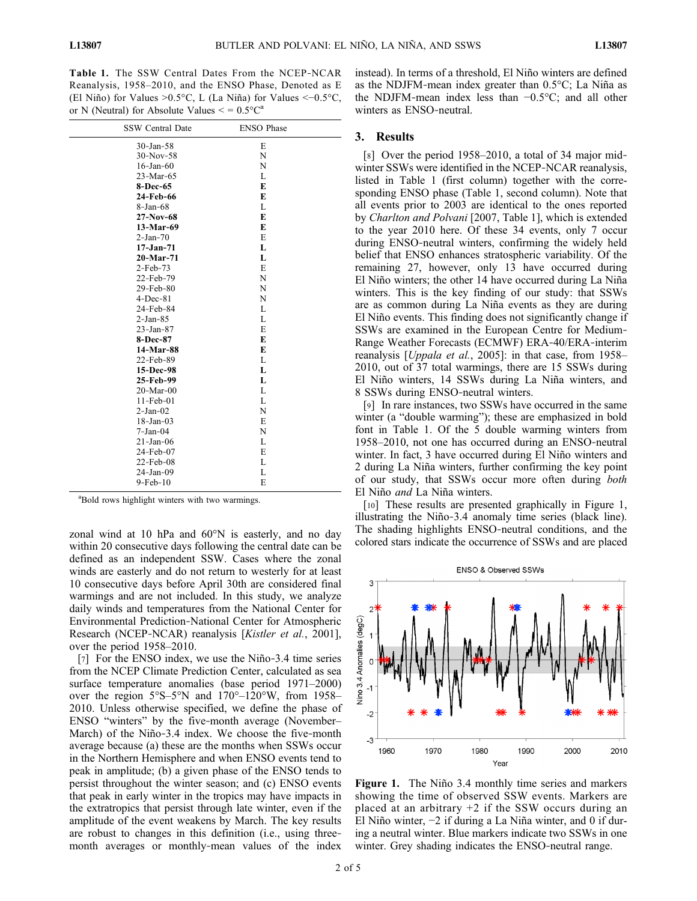**Table 1.** The SSW Central Dates From the NCEP-NCAR Reanalysis, 1958–2010, and the ENSO Phase, Denoted as E (El Niño) for Values >0.5°C, L (La Niña) for Values <−0.5°C, or N (Neutral) for Absolute Values < = 0.5°C[a]

| SSW Central Date | ENSO Phase |
|---|---|
| 30-Jan-58 | E |
| 30-Nov-58 | N |
| 16-Jan-60 | N |
| 23-Mar-65 | L |
| **8-Dec-65** | **E** |
| **24-Feb-66** | **E** |
| 8-Jan-68 | L |
| **27-Nov-68** | **E** |
| **13-Mar-69** | **E** |
| 2-Jan-70 | E |
| **17-Jan-71** | **L** |
| **20-Mar-71** | **L** |
| 2-Feb-73 | E |
| 22-Feb-79 | N |
| 29-Feb-80 | N |
| 4-Dec-81 | N |
| 24-Feb-84 | L |
| 2-Jan-85 | L |
| 23-Jan-87 | E |
| **8-Dec-87** | **E** |
| **14-Mar-88** | **E** |
| 22-Feb-89 | L |
| **15-Dec-98** | **L** |
| **25-Feb-99** | **L** |
| 20-Mar-00 | L |
| 11-Feb-01 | L |
| 2-Jan-02 | N |
| 18-Jan-03 | E |
| 7-Jan-04 | N |
| 21-Jan-06 | L |
| 24-Feb-07 | E |
| 22-Feb-08 | L |
| 24-Jan-09 | L |
| 9-Feb-10 | E |

[a]Bold rows highlight winters with two warmings.

zonal wind at 10 hPa and 60°N is easterly, and no day within 20 consecutive days following the central date can be defined as an independent SSW. Cases where the zonal winds are easterly and do not return to westerly for at least 10 consecutive days before April 30th are considered final warmings and are not included. In this study, we analyze daily winds and temperatures from the National Center for Environmental Prediction-National Center for Atmospheric Research (NCEP-NCAR) reanalysis [*Kistler et al.*, 2001], over the period 1958–2010.

[7] For the ENSO index, we use the Niño-3.4 time series from the NCEP Climate Prediction Center, calculated as sea surface temperature anomalies (base period 1971–2000) over the region 5°S–5°N and 170°–120°W, from 1958–2010. Unless otherwise specified, we define the phase of ENSO "winters" by the five-month average (November–March) of the Niño-3.4 index. We choose the five-month average because (a) these are the months when SSWs occur in the Northern Hemisphere and when ENSO events tend to peak in amplitude; (b) a given phase of the ENSO tends to persist throughout the winter season; and (c) ENSO events that peak in early winter in the tropics may have impacts in the extratropics that persist through late winter, even if the amplitude of the event weakens by March. The key results are robust to changes in this definition (i.e., using three-month averages or monthly-mean values of the index instead). In terms of a threshold, El Niño winters are defined as the NDJFM-mean index greater than 0.5°C; La Niña as the NDJFM-mean index less than −0.5°C; and all other winters as ENSO-neutral.

## 3. Results

[8] Over the period 1958–2010, a total of 34 major mid-winter SSWs were identified in the NCEP-NCAR reanalysis, listed in Table 1 (first column) together with the corresponding ENSO phase (Table 1, second column). Note that all events prior to 2003 are identical to the ones reported by *Charlton and Polvani* [2007, Table 1], which is extended to the year 2010 here. Of these 34 events, only 7 occur during ENSO-neutral winters, confirming the widely held belief that ENSO enhances stratospheric variability. Of the remaining 27, however, only 13 have occurred during El Niño winters; the other 14 have occurred during La Niña winters. This is the key finding of our study: that SSWs are as common during La Niña events as they are during El Niño events. This finding does not significantly change if SSWs are examined in the European Centre for Medium-Range Weather Forecasts (ECMWF) ERA-40/ERA-interim reanalysis [*Uppala et al.*, 2005]: in that case, from 1958–2010, out of 37 total warmings, there are 15 SSWs during El Niño winters, 14 SSWs during La Niña winters, and 8 SSWs during ENSO-neutral winters.

[9] In rare instances, two SSWs have occurred in the same winter (a "double warming"); these are emphasized in bold font in Table 1. Of the 5 double warming winters from 1958–2010, not one has occurred during an ENSO-neutral winter. In fact, 3 have occurred during El Niño winters and 2 during La Niña winters, further confirming the key point of our study, that SSWs occur more often during *both* El Niño *and* La Niña winters.

[10] These results are presented graphically in Figure 1, illustrating the Niño-3.4 anomaly time series (black line). The shading highlights ENSO-neutral conditions, and the colored stars indicate the occurrence of SSWs and are placed

**Figure 1.** The Niño 3.4 monthly time series and markers showing the time of observed SSW events. Markers are placed at an arbitrary +2 if the SSW occurs during an El Niño winter, −2 if during a La Niña winter, and 0 if during a neutral winter. Blue markers indicate two SSWs in one winter. Grey shading indicates the ENSO-neutral range.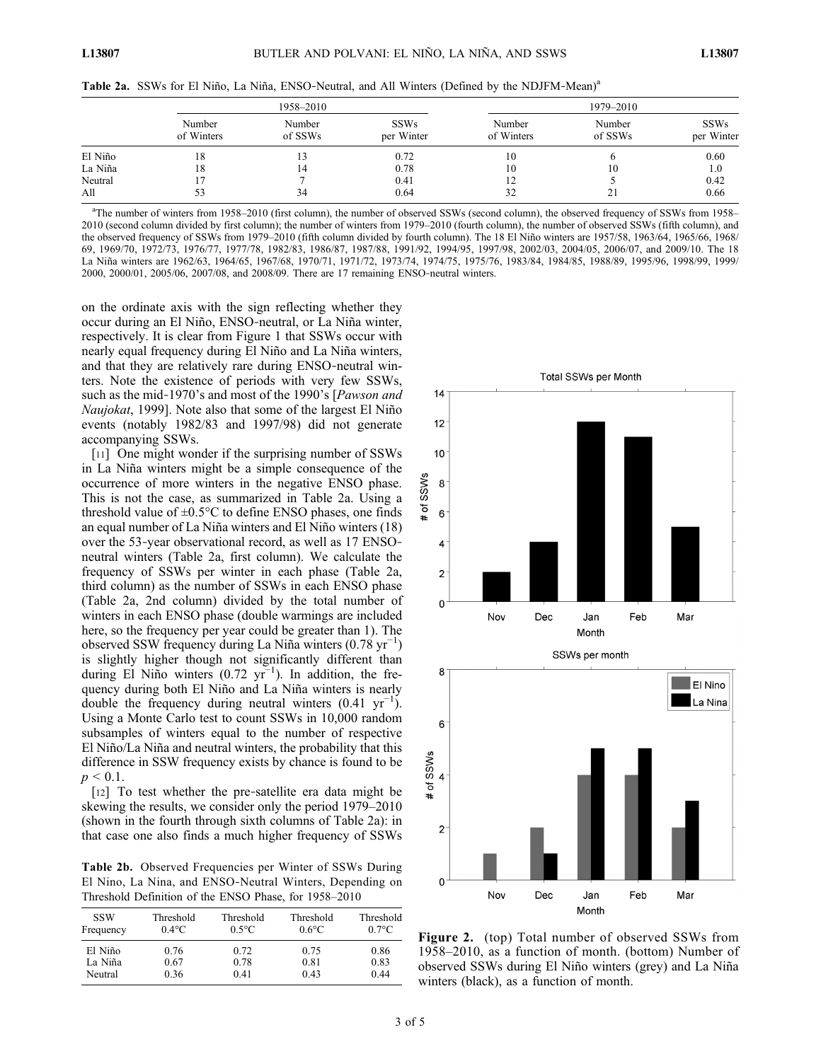**Table 2a.** SSWs for El Niño, La Niña, ENSO-Neutral, and All Winters (Defined by the NDJFM-Mean)[a]

| | 1958–2010 | | | 1979–2010 | | |
|---|---|---|---|---|---|---|
| | Number of Winters | Number of SSWs | SSWs per Winter | Number of Winters | Number of SSWs | SSWs per Winter |
| El Niño | 18 | 13 | 0.72 | 10 | 6 | 0.60 |
| La Niña | 18 | 14 | 0.78 | 10 | 10 | 1.0 |
| Neutral | 17 | 7 | 0.41 | 12 | 5 | 0.42 |
| All | 53 | 34 | 0.64 | 32 | 21 | 0.66 |

[a]The number of winters from 1958–2010 (first column), the number of observed SSWs (second column), the observed frequency of SSWs from 1958–2010 (second column divided by first column); the number of winters from 1979–2010 (fourth column), the number of observed SSWs (fifth column), and the observed frequency of SSWs from 1979–2010 (fifth column divided by fourth column). The 18 El Niño winters are 1957/58, 1963/64, 1965/66, 1968/69, 1969/70, 1972/73, 1976/77, 1977/78, 1982/83, 1986/87, 1987/88, 1991/92, 1994/95, 1997/98, 2002/03, 2004/05, 2006/07, and 2009/10. The 18 La Niña winters are 1962/63, 1964/65, 1967/68, 1970/71, 1971/72, 1973/74, 1974/75, 1975/76, 1983/84, 1984/85, 1988/89, 1995/96, 1998/99, 1999/2000, 2000/01, 2005/06, 2007/08, and 2008/09. There are 17 remaining ENSO-neutral winters.

on the ordinate axis with the sign reflecting whether they occur during an El Niño, ENSO-neutral, or La Niña winter, respectively. It is clear from Figure 1 that SSWs occur with nearly equal frequency during El Niño and La Niña winters, and that they are relatively rare during ENSO-neutral winters. Note the existence of periods with very few SSWs, such as the mid-1970's and most of the 1990's [*Pawson and Naujokat*, 1999]. Note also that some of the largest El Niño events (notably 1982/83 and 1997/98) did not generate accompanying SSWs.

[11] One might wonder if the surprising number of SSWs in La Niña winters might be a simple consequence of the occurrence of more winters in the negative ENSO phase. This is not the case, as summarized in Table 2a. Using a threshold value of ±0.5°C to define ENSO phases, one finds an equal number of La Niña winters and El Niño winters (18) over the 53-year observational record, as well as 17 ENSO-neutral winters (Table 2a, first column). We calculate the frequency of SSWs per winter in each phase (Table 2a, third column) as the number of SSWs in each ENSO phase (Table 2a, 2nd column) divided by the total number of winters in each ENSO phase (double warmings are included here, so the frequency per year could be greater than 1). The observed SSW frequency during La Niña winters (0.78 $yr^{-1}$) is slightly higher though not significantly different than during El Niño winters (0.72 $yr^{-1}$). In addition, the frequency during both El Niño and La Niña winters is nearly double the frequency during neutral winters (0.41 $yr^{-1}$). Using a Monte Carlo test to count SSWs in 10,000 random subsamples of winters equal to the number of respective El Niño/La Niña and neutral winters, the probability that this difference in SSW frequency exists by chance is found to be $p < 0.1$.

[12] To test whether the pre-satellite era data might be skewing the results, we consider only the period 1979–2010 (shown in the fourth through sixth columns of Table 2a): in that case one also finds a much higher frequency of SSWs

**Table 2b.** Observed Frequencies per Winter of SSWs During El Nino, La Nina, and ENSO-Neutral Winters, Depending on Threshold Definition of the ENSO Phase, for 1958–2010

| SSW Frequency | Threshold 0.4°C | Threshold 0.5°C | Threshold 0.6°C | Threshold 0.7°C |
|---|---|---|---|---|
| El Niño | 0.76 | 0.72 | 0.75 | 0.86 |
| La Niña | 0.67 | 0.78 | 0.81 | 0.83 |
| Neutral | 0.36 | 0.41 | 0.43 | 0.44 |

**Figure 2.** (top) Total number of observed SSWs from 1958–2010, as a function of month. (bottom) Number of observed SSWs during El Niño winters (grey) and La Niña winters (black), as a function of month.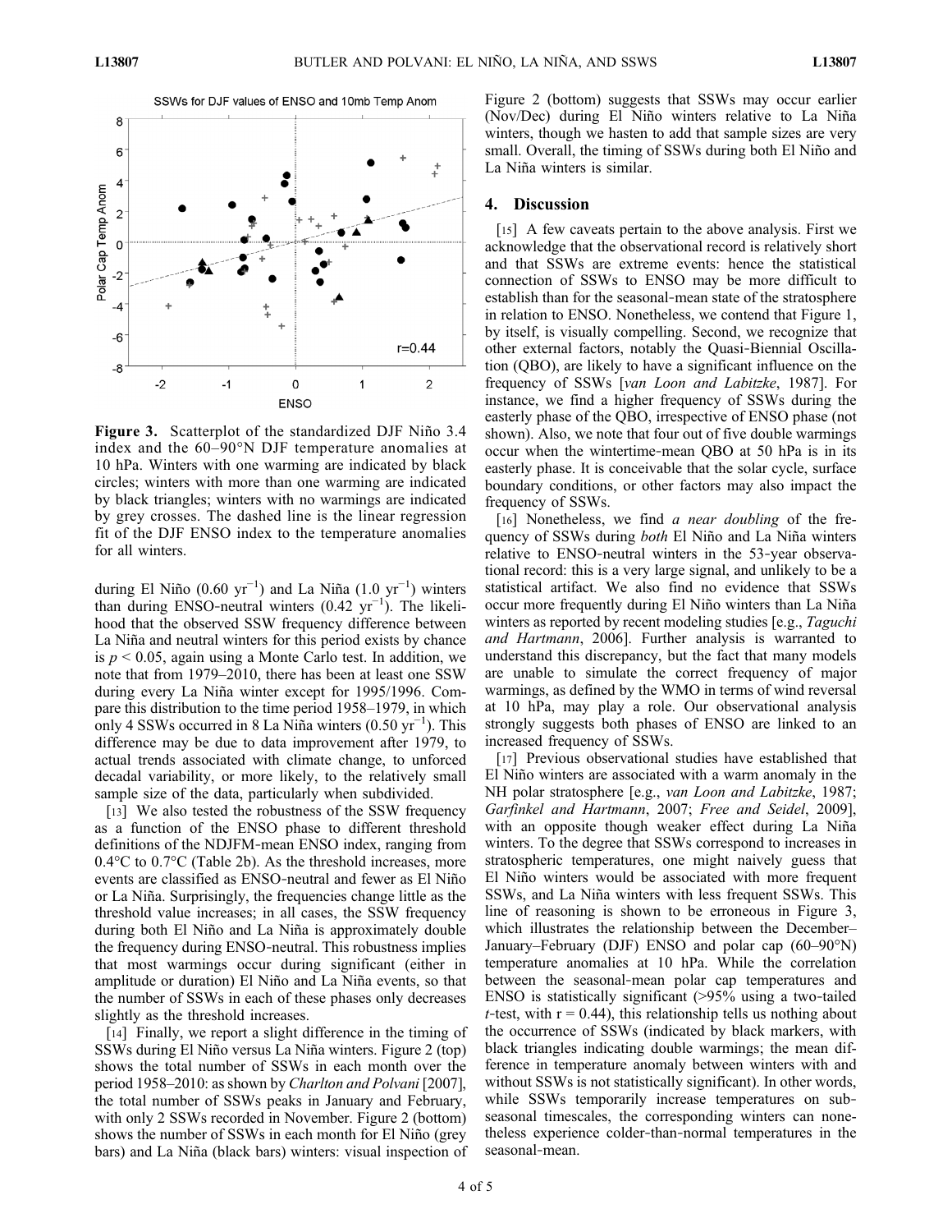Figure 3. Scatterplot of the standardized DJF Niño 3.4 index and the 60–90°N DJF temperature anomalies at 10 hPa. Winters with one warming are indicated by black circles; winters with more than one warming are indicated by black triangles; winters with no warmings are indicated by grey crosses. The dashed line is the linear regression fit of the DJF ENSO index to the temperature anomalies for all winters.

during El Niño (0.60 $yr^{-1}$) and La Niña (1.0 $yr^{-1}$) winters than during ENSO-neutral winters (0.42 $yr^{-1}$). The likelihood that the observed SSW frequency difference between La Niña and neutral winters for this period exists by chance is $p < 0.05$, again using a Monte Carlo test. In addition, we note that from 1979–2010, there has been at least one SSW during every La Niña winter except for 1995/1996. Compare this distribution to the time period 1958–1979, in which only 4 SSWs occurred in 8 La Niña winters (0.50 $yr^{-1}$). This difference may be due to data improvement after 1979, to actual trends associated with climate change, to unforced decadal variability, or more likely, to the relatively small sample size of the data, particularly when subdivided.

[13] We also tested the robustness of the SSW frequency as a function of the ENSO phase to different threshold definitions of the NDJFM-mean ENSO index, ranging from 0.4°C to 0.7°C (Table 2b). As the threshold increases, more events are classified as ENSO-neutral and fewer as El Niño or La Niña. Surprisingly, the frequencies change little as the threshold value increases; in all cases, the SSW frequency during both El Niño and La Niña is approximately double the frequency during ENSO-neutral. This robustness implies that most warmings occur during significant (either in amplitude or duration) El Niño and La Niña events, so that the number of SSWs in each of these phases only decreases slightly as the threshold increases.

[14] Finally, we report a slight difference in the timing of SSWs during El Niño versus La Niña winters. Figure 2 (top) shows the total number of SSWs in each month over the period 1958–2010: as shown by *Charlton and Polvani* [2007], the total number of SSWs peaks in January and February, with only 2 SSWs recorded in November. Figure 2 (bottom) shows the number of SSWs in each month for El Niño (grey bars) and La Niña (black bars) winters: visual inspection of Figure 2 (bottom) suggests that SSWs may occur earlier (Nov/Dec) during El Niño winters relative to La Niña winters, though we hasten to add that sample sizes are very small. Overall, the timing of SSWs during both El Niño and La Niña winters is similar.

## 4. Discussion

[15] A few caveats pertain to the above analysis. First we acknowledge that the observational record is relatively short and that SSWs are extreme events: hence the statistical connection of SSWs to ENSO may be more difficult to establish than for the seasonal-mean state of the stratosphere in relation to ENSO. Nonetheless, we contend that Figure 1, by itself, is visually compelling. Second, we recognize that other external factors, notably the Quasi-Biennial Oscillation (QBO), are likely to have a significant influence on the frequency of SSWs [*van Loon and Labitzke*, 1987]. For instance, we find a higher frequency of SSWs during the easterly phase of the QBO, irrespective of ENSO phase (not shown). Also, we note that four out of five double warmings occur when the wintertime-mean QBO at 50 hPa is in its easterly phase. It is conceivable that the solar cycle, surface boundary conditions, or other factors may also impact the frequency of SSWs.

[16] Nonetheless, we find *a near doubling* of the frequency of SSWs during *both* El Niño and La Niña winters relative to ENSO-neutral winters in the 53-year observational record: this is a very large signal, and unlikely to be a statistical artifact. We also find no evidence that SSWs occur more frequently during El Niño winters than La Niña winters as reported by recent modeling studies [e.g., *Taguchi and Hartmann*, 2006]. Further analysis is warranted to understand this discrepancy, but the fact that many models are unable to simulate the correct frequency of major warmings, as defined by the WMO in terms of wind reversal at 10 hPa, may play a role. Our observational analysis strongly suggests both phases of ENSO are linked to an increased frequency of SSWs.

[17] Previous observational studies have established that El Niño winters are associated with a warm anomaly in the NH polar stratosphere [e.g., *van Loon and Labitzke*, 1987; *Garfinkel and Hartmann*, 2007; *Free and Seidel*, 2009], with an opposite though weaker effect during La Niña winters. To the degree that SSWs correspond to increases in stratospheric temperatures, one might naively guess that El Niño winters would be associated with more frequent SSWs, and La Niña winters with less frequent SSWs. This line of reasoning is shown to be erroneous in Figure 3, which illustrates the relationship between the December–January–February (DJF) ENSO and polar cap (60–90°N) temperature anomalies at 10 hPa. While the correlation between the seasonal-mean polar cap temperatures and ENSO is statistically significant (>95% using a two-tailed $t$-test, with $r = 0.44$), this relationship tells us nothing about the occurrence of SSWs (indicated by black markers, with black triangles indicating double warmings; the mean difference in temperature anomaly between winters with and without SSWs is not statistically significant). In other words, while SSWs temporarily increase temperatures on sub-seasonal timescales, the corresponding winters can nonetheless experience colder-than-normal temperatures in the seasonal-mean.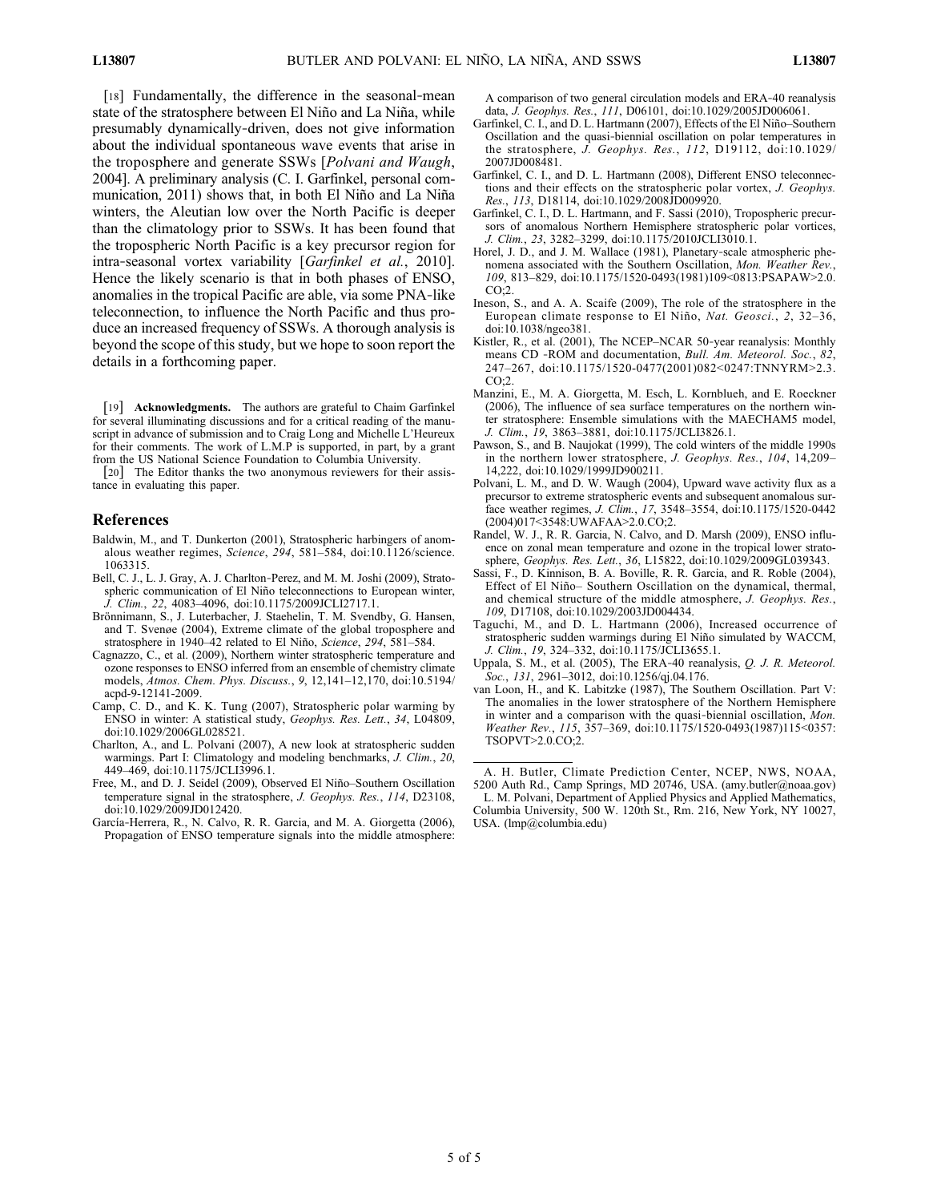[18] Fundamentally, the difference in the seasonal-mean state of the stratosphere between El Niño and La Niña, while presumably dynamically-driven, does not give information about the individual spontaneous wave events that arise in the troposphere and generate SSWs [*Polvani and Waugh*, 2004]. A preliminary analysis (C. I. Garfinkel, personal communication, 2011) shows that, in both El Niño and La Niña winters, the Aleutian low over the North Pacific is deeper than the climatology prior to SSWs. It has been found that the tropospheric North Pacific is a key precursor region for intra-seasonal vortex variability [*Garfinkel et al.*, 2010]. Hence the likely scenario is that in both phases of ENSO, anomalies in the tropical Pacific are able, via some PNA-like teleconnection, to influence the North Pacific and thus produce an increased frequency of SSWs. A thorough analysis is beyond the scope of this study, but we hope to soon report the details in a forthcoming paper.

[19] **Acknowledgments.** The authors are grateful to Chaim Garfinkel for several illuminating discussions and for a critical reading of the manuscript in advance of submission and to Craig Long and Michelle L'Heureux for their comments. The work of L.M.P is supported, in part, by a grant from the US National Science Foundation to Columbia University.

[20] The Editor thanks the two anonymous reviewers for their assistance in evaluating this paper.

## References

Baldwin, M., and T. Dunkerton (2001), Stratospheric harbingers of anomalous weather regimes, *Science*, *294*, 581–584, doi:10.1126/science.1063315.

Bell, C. J., L. J. Gray, A. J. Charlton-Perez, and M. M. Joshi (2009), Stratospheric communication of El Niño teleconnections to European winter, *J. Clim.*, *22*, 4083–4096, doi:10.1175/2009JCLI2717.1.

Brönnimann, S., J. Luterbacher, J. Staehelin, T. M. Svendby, G. Hansen, and T. Svenøe (2004), Extreme climate of the global troposphere and stratosphere in 1940–42 related to El Niño, *Science*, *294*, 581–584.

Cagnazzo, C., et al. (2009), Northern winter stratospheric temperature and ozone responses to ENSO inferred from an ensemble of chemistry climate models, *Atmos. Chem. Phys. Discuss.*, *9*, 12,141–12,170, doi:10.5194/acpd-9-12141-2009.

Camp, C. D., and K. K. Tung (2007), Stratospheric polar warming by ENSO in winter: A statistical study, *Geophys. Res. Lett.*, *34*, L04809, doi:10.1029/2006GL028521.

Charlton, A., and L. Polvani (2007), A new look at stratospheric sudden warmings. Part I: Climatology and modeling benchmarks, *J. Clim.*, *20*, 449–469, doi:10.1175/JCLI3996.1.

Free, M., and D. J. Seidel (2009), Observed El Niño–Southern Oscillation temperature signal in the stratosphere, *J. Geophys. Res.*, *114*, D23108, doi:10.1029/2009JD012420.

García-Herrera, R., N. Calvo, R. R. Garcia, and M. A. Giorgetta (2006), Propagation of ENSO temperature signals into the middle atmosphere: A comparison of two general circulation models and ERA-40 reanalysis data, *J. Geophys. Res.*, *111*, D06101, doi:10.1029/2005JD006061.

Garfinkel, C. I., and D. L. Hartmann (2007), Effects of the El Niño–Southern Oscillation and the quasi-biennial oscillation on polar temperatures in the stratosphere, *J. Geophys. Res.*, *112*, D19112, doi:10.1029/2007JD008481.

Garfinkel, C. I., and D. L. Hartmann (2008), Different ENSO teleconnections and their effects on the stratospheric polar vortex, *J. Geophys. Res.*, *113*, D18114, doi:10.1029/2008JD009920.

Garfinkel, C. I., D. L. Hartmann, and F. Sassi (2010), Tropospheric precursors of anomalous Northern Hemisphere stratospheric polar vortices, *J. Clim.*, *23*, 3282–3299, doi:10.1175/2010JCLI3010.1.

Horel, J. D., and J. M. Wallace (1981), Planetary-scale atmospheric phenomena associated with the Southern Oscillation, *Mon. Weather Rev.*, *109*, 813–829, doi:10.1175/1520-0493(1981)109<0813:PSAPAW>2.0.CO;2.

Ineson, S., and A. A. Scaife (2009), The role of the stratosphere in the European climate response to El Niño, *Nat. Geosci.*, *2*, 32–36, doi:10.1038/ngeo381.

Kistler, R., et al. (2001), The NCEP–NCAR 50-year reanalysis: Monthly means CD -ROM and documentation, *Bull. Am. Meteorol. Soc.*, *82*, 247–267, doi:10.1175/1520-0477(2001)082<0247:TNNYRM>2.3.CO;2.

Manzini, E., M. A. Giorgetta, M. Esch, L. Kornblueh, and E. Roeckner (2006), The influence of sea surface temperatures on the northern winter stratosphere: Ensemble simulations with the MAECHAM5 model, *J. Clim.*, *19*, 3863–3881, doi:10.1175/JCLI3826.1.

Pawson, S., and B. Naujokat (1999), The cold winters of the middle 1990s in the northern lower stratosphere, *J. Geophys. Res.*, *104*, 14,209–14,222, doi:10.1029/1999JD900211.

Polvani, L. M., and D. W. Waugh (2004), Upward wave activity flux as a precursor to extreme stratospheric events and subsequent anomalous surface weather regimes, *J. Clim.*, *17*, 3548–3554, doi:10.1175/1520-0442(2004)017<3548:UWAFAA>2.0.CO;2.

Randel, W. J., R. R. Garcia, N. Calvo, and D. Marsh (2009), ENSO influence on zonal mean temperature and ozone in the tropical lower stratosphere, *Geophys. Res. Lett.*, *36*, L15822, doi:10.1029/2009GL039343.

Sassi, F., D. Kinnison, B. A. Boville, R. R. Garcia, and R. Roble (2004), Effect of El Niño– Southern Oscillation on the dynamical, thermal, and chemical structure of the middle atmosphere, *J. Geophys. Res.*, *109*, D17108, doi:10.1029/2003JD004434.

Taguchi, M., and D. L. Hartmann (2006), Increased occurrence of stratospheric sudden warmings during El Niño simulated by WACCM, *J. Clim.*, *19*, 324–332, doi:10.1175/JCLI3655.1.

Uppala, S. M., et al. (2005), The ERA-40 reanalysis, *Q. J. R. Meteorol. Soc.*, *131*, 2961–3012, doi:10.1256/qj.04.176.

van Loon, H., and K. Labitzke (1987), The Southern Oscillation. Part V: The anomalies in the lower stratosphere of the Northern Hemisphere in winter and a comparison with the quasi-biennial oscillation, *Mon. Weather Rev.*, *115*, 357–369, doi:10.1175/1520-0493(1987)115<0357:TSOPVT>2.0.CO;2.

---

A. H. Butler, Climate Prediction Center, NCEP, NWS, NOAA, 5200 Auth Rd., Camp Springs, MD 20746, USA. (amy.butler@noaa.gov)

L. M. Polvani, Department of Applied Physics and Applied Mathematics, Columbia University, 500 W. 120th St., Rm. 216, New York, NY 10027, USA. (lmp@columbia.edu)